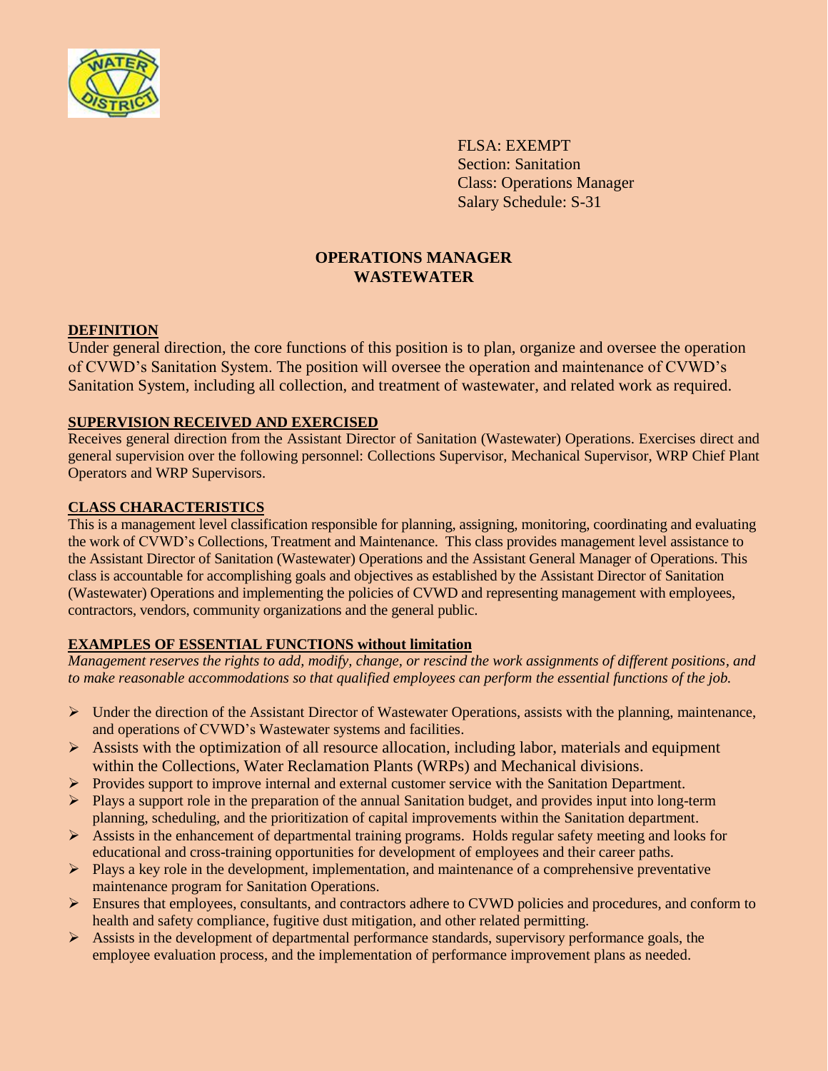FLSA: EXEMPT
Section: Sanitation
Class: Operations Manager
Salary Schedule: S-31

# OPERATIONS MANAGER
# WASTEWATER

## DEFINITION

Under general direction, the core functions of this position is to plan, organize and oversee the operation of CVWD's Sanitation System. The position will oversee the operation and maintenance of CVWD's Sanitation System, including all collection, and treatment of wastewater, and related work as required.

## SUPERVISION RECEIVED AND EXERCISED

Receives general direction from the Assistant Director of Sanitation (Wastewater) Operations. Exercises direct and general supervision over the following personnel: Collections Supervisor, Mechanical Supervisor, WRP Chief Plant Operators and WRP Supervisors.

## CLASS CHARACTERISTICS

This is a management level classification responsible for planning, assigning, monitoring, coordinating and evaluating the work of CVWD's Collections, Treatment and Maintenance. This class provides management level assistance to the Assistant Director of Sanitation (Wastewater) Operations and the Assistant General Manager of Operations. This class is accountable for accomplishing goals and objectives as established by the Assistant Director of Sanitation (Wastewater) Operations and implementing the policies of CVWD and representing management with employees, contractors, vendors, community organizations and the general public.

## EXAMPLES OF ESSENTIAL FUNCTIONS without limitation

*Management reserves the rights to add, modify, change, or rescind the work assignments of different positions, and to make reasonable accommodations so that qualified employees can perform the essential functions of the job.*

- Under the direction of the Assistant Director of Wastewater Operations, assists with the planning, maintenance, and operations of CVWD's Wastewater systems and facilities.
- Assists with the optimization of all resource allocation, including labor, materials and equipment within the Collections, Water Reclamation Plants (WRPs) and Mechanical divisions.
- Provides support to improve internal and external customer service with the Sanitation Department.
- Plays a support role in the preparation of the annual Sanitation budget, and provides input into long-term planning, scheduling, and the prioritization of capital improvements within the Sanitation department.
- Assists in the enhancement of departmental training programs. Holds regular safety meeting and looks for educational and cross-training opportunities for development of employees and their career paths.
- Plays a key role in the development, implementation, and maintenance of a comprehensive preventative maintenance program for Sanitation Operations.
- Ensures that employees, consultants, and contractors adhere to CVWD policies and procedures, and conform to health and safety compliance, fugitive dust mitigation, and other related permitting.
- Assists in the development of departmental performance standards, supervisory performance goals, the employee evaluation process, and the implementation of performance improvement plans as needed.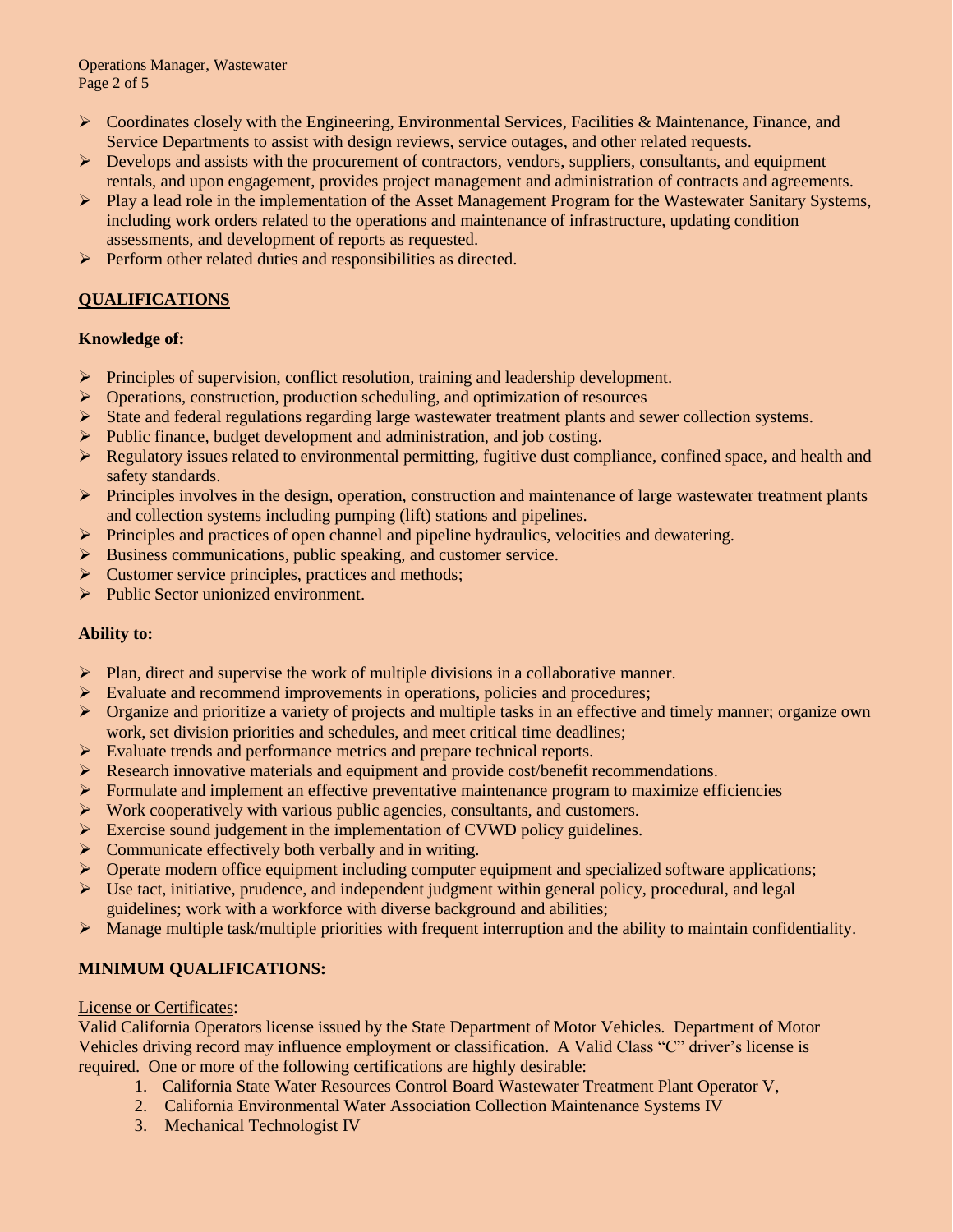- Coordinates closely with the Engineering, Environmental Services, Facilities & Maintenance, Finance, and Service Departments to assist with design reviews, service outages, and other related requests.
- Develops and assists with the procurement of contractors, vendors, suppliers, consultants, and equipment rentals, and upon engagement, provides project management and administration of contracts and agreements.
- Play a lead role in the implementation of the Asset Management Program for the Wastewater Sanitary Systems, including work orders related to the operations and maintenance of infrastructure, updating condition assessments, and development of reports as requested.
- Perform other related duties and responsibilities as directed.

## QUALIFICATIONS

**Knowledge of:**

- Principles of supervision, conflict resolution, training and leadership development.
- Operations, construction, production scheduling, and optimization of resources
- State and federal regulations regarding large wastewater treatment plants and sewer collection systems.
- Public finance, budget development and administration, and job costing.
- Regulatory issues related to environmental permitting, fugitive dust compliance, confined space, and health and safety standards.
- Principles involves in the design, operation, construction and maintenance of large wastewater treatment plants and collection systems including pumping (lift) stations and pipelines.
- Principles and practices of open channel and pipeline hydraulics, velocities and dewatering.
- Business communications, public speaking, and customer service.
- Customer service principles, practices and methods;
- Public Sector unionized environment.

**Ability to:**

- Plan, direct and supervise the work of multiple divisions in a collaborative manner.
- Evaluate and recommend improvements in operations, policies and procedures;
- Organize and prioritize a variety of projects and multiple tasks in an effective and timely manner; organize own work, set division priorities and schedules, and meet critical time deadlines;
- Evaluate trends and performance metrics and prepare technical reports.
- Research innovative materials and equipment and provide cost/benefit recommendations.
- Formulate and implement an effective preventative maintenance program to maximize efficiencies
- Work cooperatively with various public agencies, consultants, and customers.
- Exercise sound judgement in the implementation of CVWD policy guidelines.
- Communicate effectively both verbally and in writing.
- Operate modern office equipment including computer equipment and specialized software applications;
- Use tact, initiative, prudence, and independent judgment within general policy, procedural, and legal guidelines; work with a workforce with diverse background and abilities;
- Manage multiple task/multiple priorities with frequent interruption and the ability to maintain confidentiality.

**MINIMUM QUALIFICATIONS:**

License or Certificates:

Valid California Operators license issued by the State Department of Motor Vehicles. Department of Motor Vehicles driving record may influence employment or classification. A Valid Class "C" driver's license is required. One or more of the following certifications are highly desirable:

1. California State Water Resources Control Board Wastewater Treatment Plant Operator V,
2. California Environmental Water Association Collection Maintenance Systems IV
3. Mechanical Technologist IV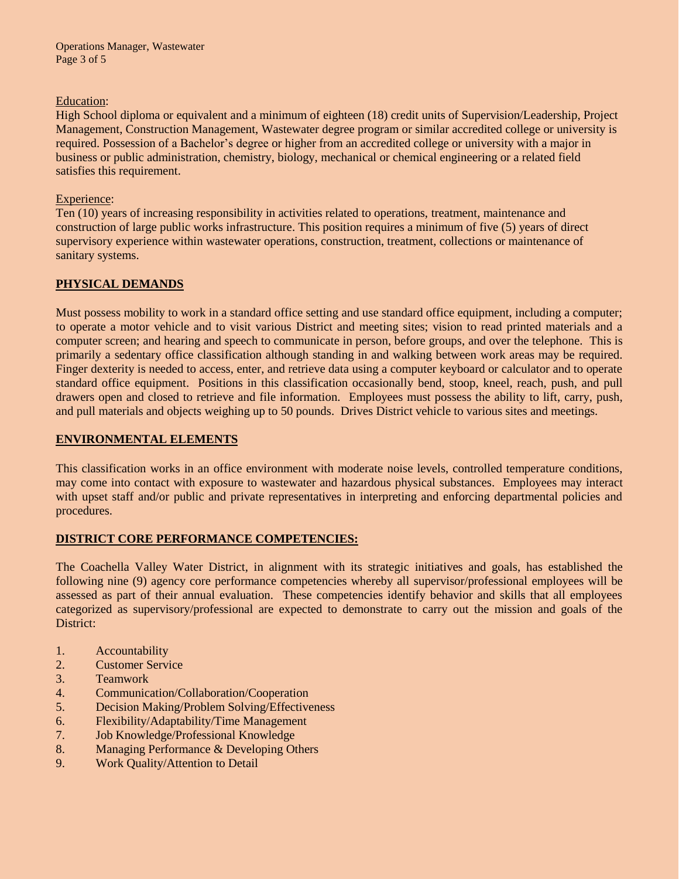Education:

High School diploma or equivalent and a minimum of eighteen (18) credit units of Supervision/Leadership, Project Management, Construction Management, Wastewater degree program or similar accredited college or university is required. Possession of a Bachelor's degree or higher from an accredited college or university with a major in business or public administration, chemistry, biology, mechanical or chemical engineering or a related field satisfies this requirement.

Experience:

Ten (10) years of increasing responsibility in activities related to operations, treatment, maintenance and construction of large public works infrastructure. This position requires a minimum of five (5) years of direct supervisory experience within wastewater operations, construction, treatment, collections or maintenance of sanitary systems.

## PHYSICAL DEMANDS

Must possess mobility to work in a standard office setting and use standard office equipment, including a computer; to operate a motor vehicle and to visit various District and meeting sites; vision to read printed materials and a computer screen; and hearing and speech to communicate in person, before groups, and over the telephone. This is primarily a sedentary office classification although standing in and walking between work areas may be required. Finger dexterity is needed to access, enter, and retrieve data using a computer keyboard or calculator and to operate standard office equipment. Positions in this classification occasionally bend, stoop, kneel, reach, push, and pull drawers open and closed to retrieve and file information. Employees must possess the ability to lift, carry, push, and pull materials and objects weighing up to 50 pounds. Drives District vehicle to various sites and meetings.

## ENVIRONMENTAL ELEMENTS

This classification works in an office environment with moderate noise levels, controlled temperature conditions, may come into contact with exposure to wastewater and hazardous physical substances. Employees may interact with upset staff and/or public and private representatives in interpreting and enforcing departmental policies and procedures.

## DISTRICT CORE PERFORMANCE COMPETENCIES:

The Coachella Valley Water District, in alignment with its strategic initiatives and goals, has established the following nine (9) agency core performance competencies whereby all supervisor/professional employees will be assessed as part of their annual evaluation. These competencies identify behavior and skills that all employees categorized as supervisory/professional are expected to demonstrate to carry out the mission and goals of the District:

1. Accountability
2. Customer Service
3. Teamwork
4. Communication/Collaboration/Cooperation
5. Decision Making/Problem Solving/Effectiveness
6. Flexibility/Adaptability/Time Management
7. Job Knowledge/Professional Knowledge
8. Managing Performance & Developing Others
9. Work Quality/Attention to Detail